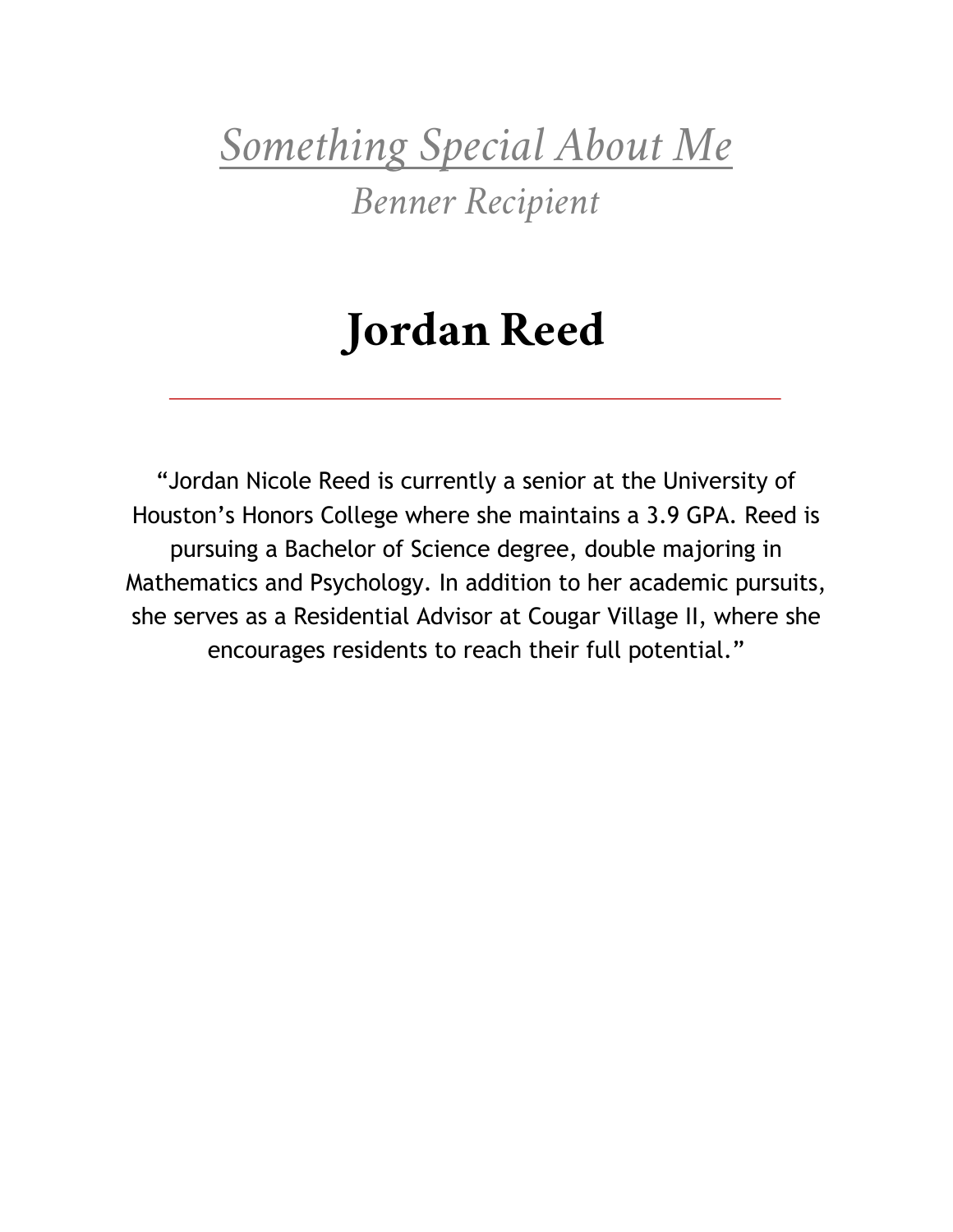*Something Special About Me*

*Benner Recipient*

# Jordan Reed

---

"Jordan Nicole Reed is currently a senior at the University of Houston's Honors College where she maintains a 3.9 GPA. Reed is pursuing a Bachelor of Science degree, double majoring in Mathematics and Psychology. In addition to her academic pursuits, she serves as a Residential Advisor at Cougar Village II, where she encourages residents to reach their full potential."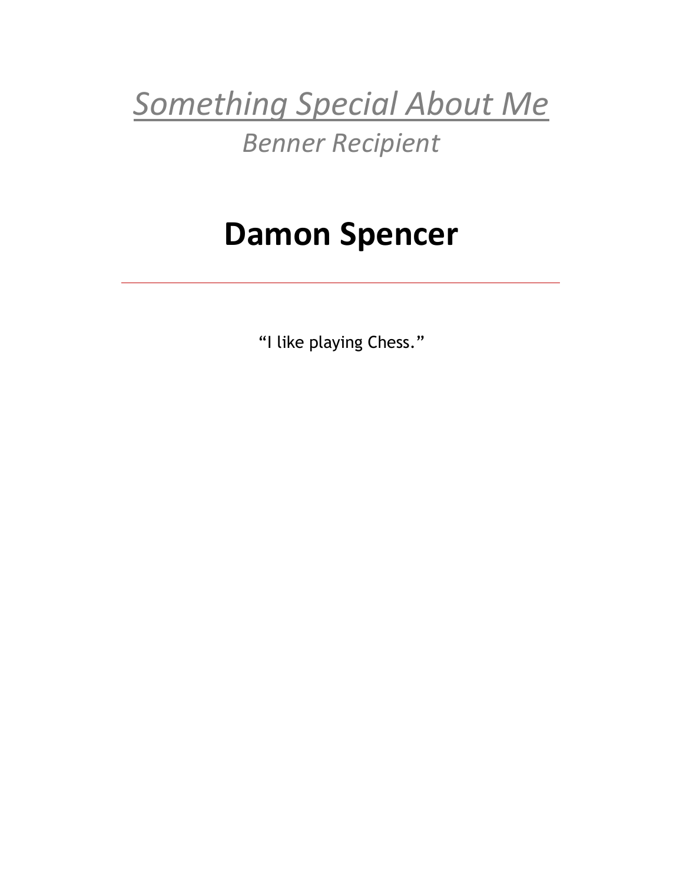# *Something Special About Me*

## *Benner Recipient*

# **Damon Spencer**

---

"I like playing Chess."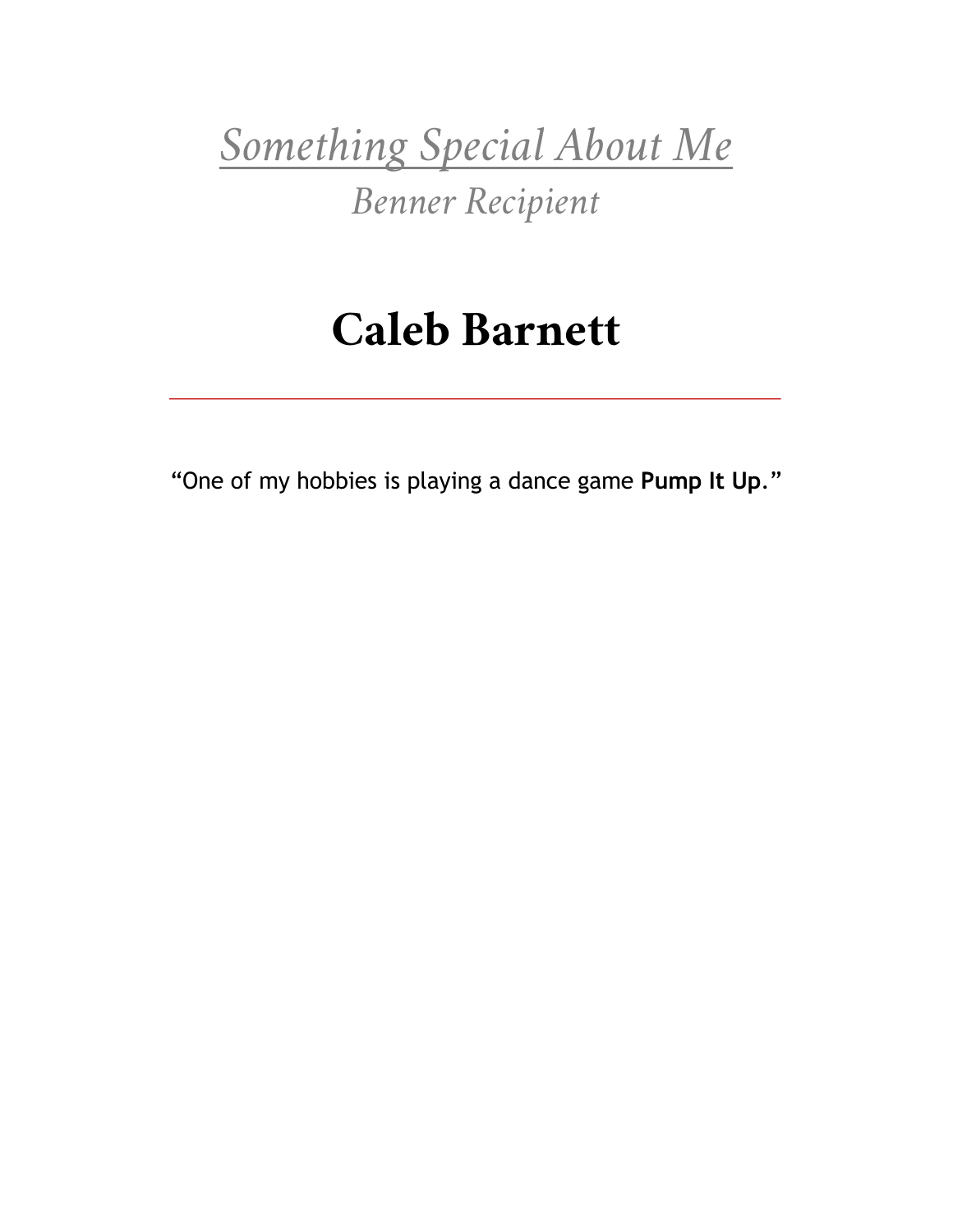*Something Special About Me*

*Benner Recipient*

# Caleb Barnett

---

"One of my hobbies is playing a dance game **Pump It Up**."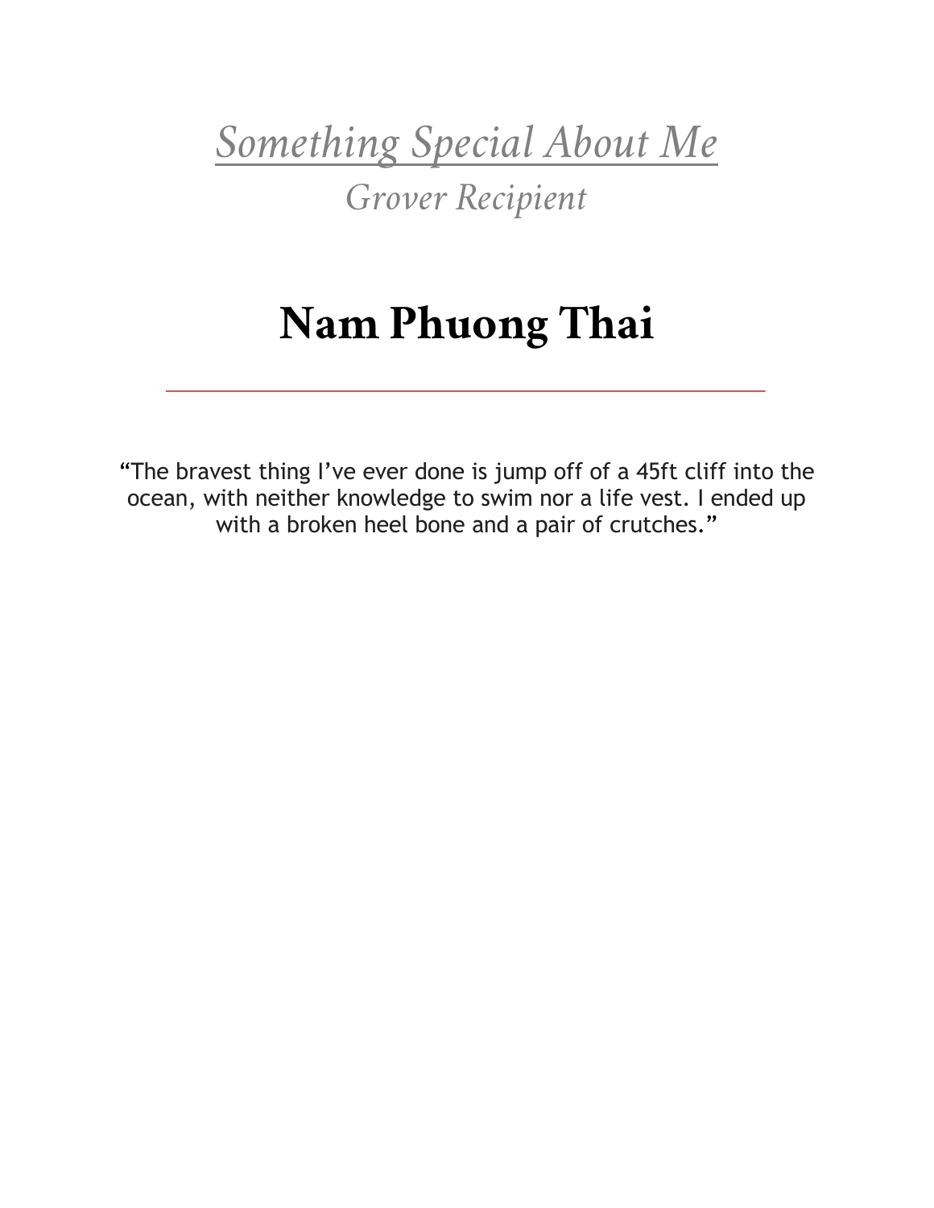*Something Special About Me*

*Grover Recipient*

# Nam Phuong Thai

---

"The bravest thing I've ever done is jump off of a 45ft cliff into the ocean, with neither knowledge to swim nor a life vest. I ended up with a broken heel bone and a pair of crutches."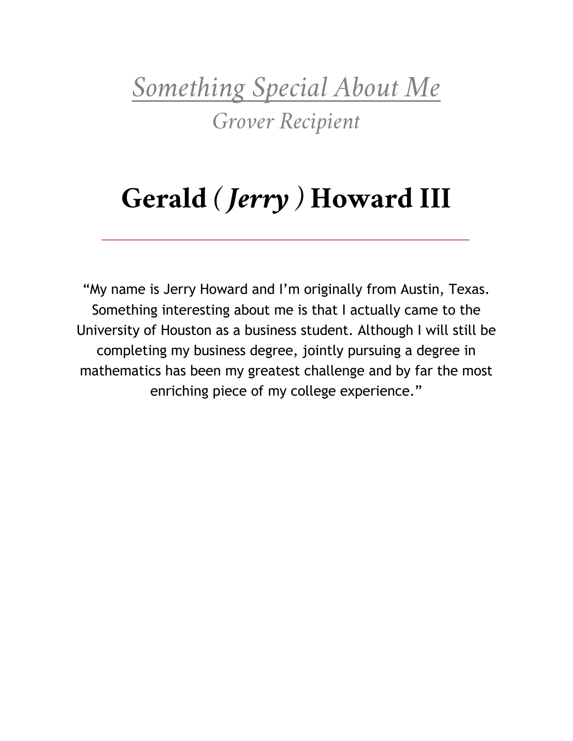# *Something Special About Me*

## *Grover Recipient*

# Gerald *( Jerry )* Howard III

---

"My name is Jerry Howard and I'm originally from Austin, Texas. Something interesting about me is that I actually came to the University of Houston as a business student. Although I will still be completing my business degree, jointly pursuing a degree in mathematics has been my greatest challenge and by far the most enriching piece of my college experience."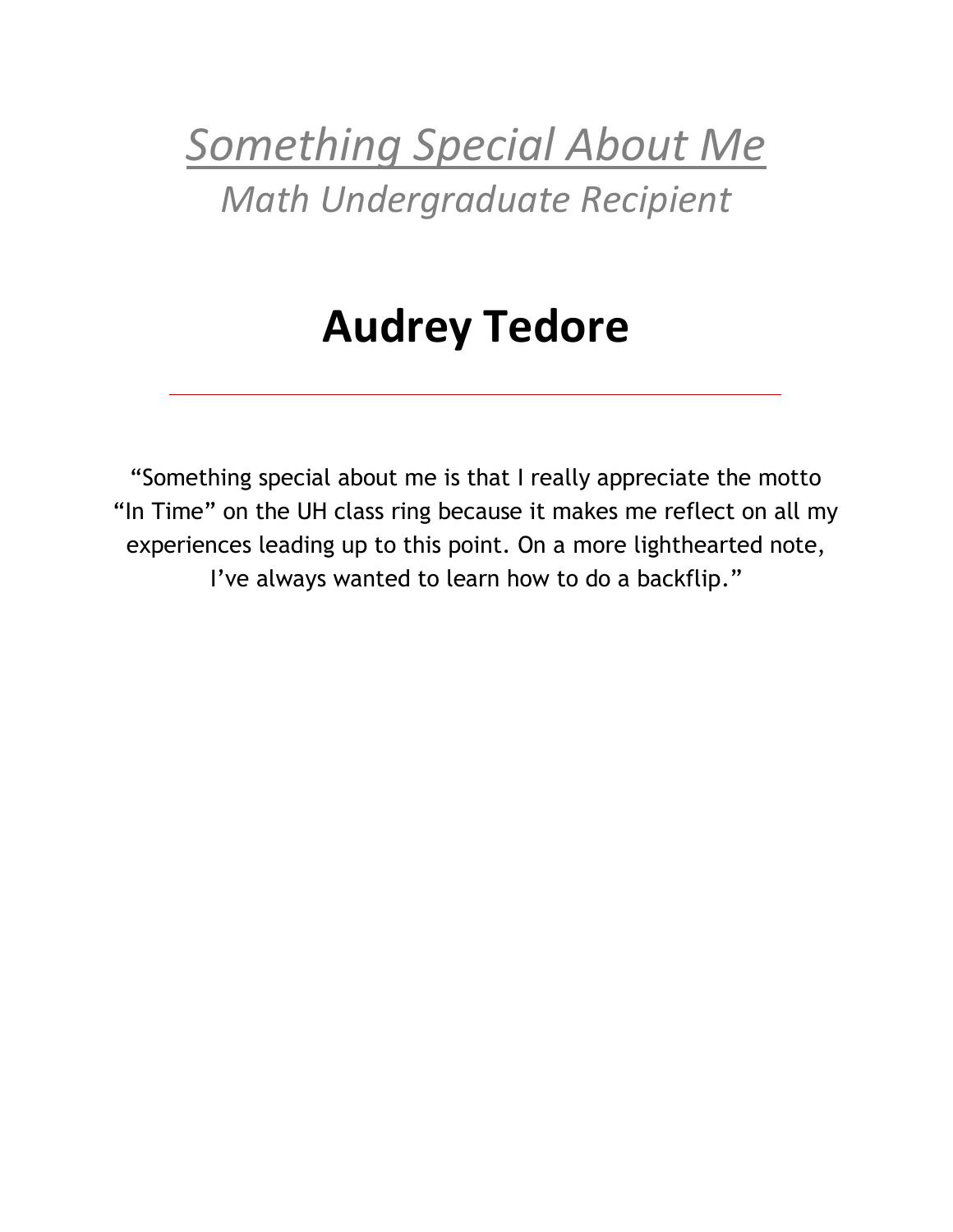# *Something Special About Me*

*Math Undergraduate Recipient*

## **Audrey Tedore**

---

"Something special about me is that I really appreciate the motto "In Time" on the UH class ring because it makes me reflect on all my experiences leading up to this point. On a more lighthearted note, I've always wanted to learn how to do a backflip."